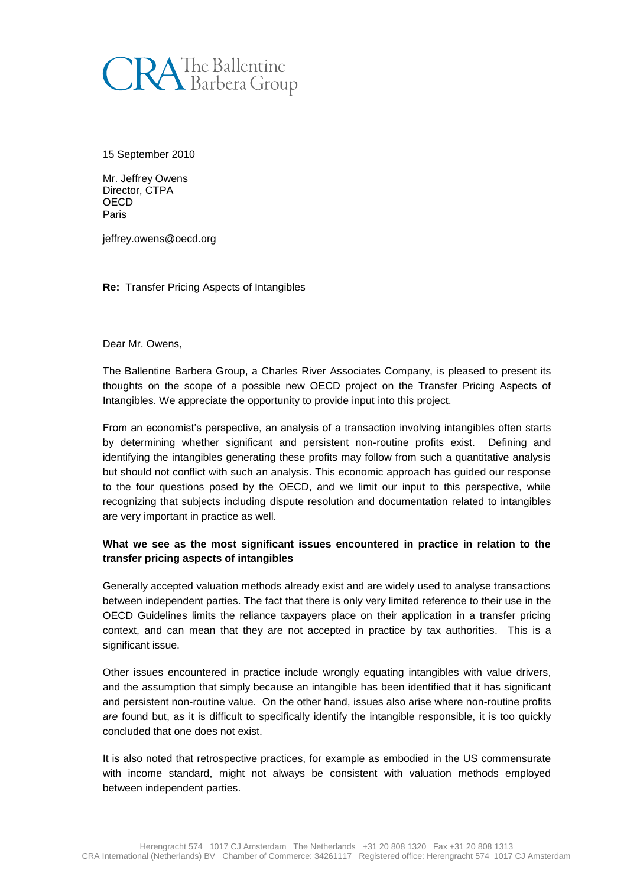CRA The Ballentine Barbera Group

15 September 2010

Mr. Jeffrey Owens
Director, CTPA
OECD
Paris

jeffrey.owens@oecd.org

**Re:** Transfer Pricing Aspects of Intangibles

Dear Mr. Owens,

The Ballentine Barbera Group, a Charles River Associates Company, is pleased to present its thoughts on the scope of a possible new OECD project on the Transfer Pricing Aspects of Intangibles. We appreciate the opportunity to provide input into this project.

From an economist's perspective, an analysis of a transaction involving intangibles often starts by determining whether significant and persistent non-routine profits exist. Defining and identifying the intangibles generating these profits may follow from such a quantitative analysis but should not conflict with such an analysis. This economic approach has guided our response to the four questions posed by the OECD, and we limit our input to this perspective, while recognizing that subjects including dispute resolution and documentation related to intangibles are very important in practice as well.

**What we see as the most significant issues encountered in practice in relation to the transfer pricing aspects of intangibles**

Generally accepted valuation methods already exist and are widely used to analyse transactions between independent parties. The fact that there is only very limited reference to their use in the OECD Guidelines limits the reliance taxpayers place on their application in a transfer pricing context, and can mean that they are not accepted in practice by tax authorities. This is a significant issue.

Other issues encountered in practice include wrongly equating intangibles with value drivers, and the assumption that simply because an intangible has been identified that it has significant and persistent non-routine value. On the other hand, issues also arise where non-routine profits *are* found but, as it is difficult to specifically identify the intangible responsible, it is too quickly concluded that one does not exist.

It is also noted that retrospective practices, for example as embodied in the US commensurate with income standard, might not always be consistent with valuation methods employed between independent parties.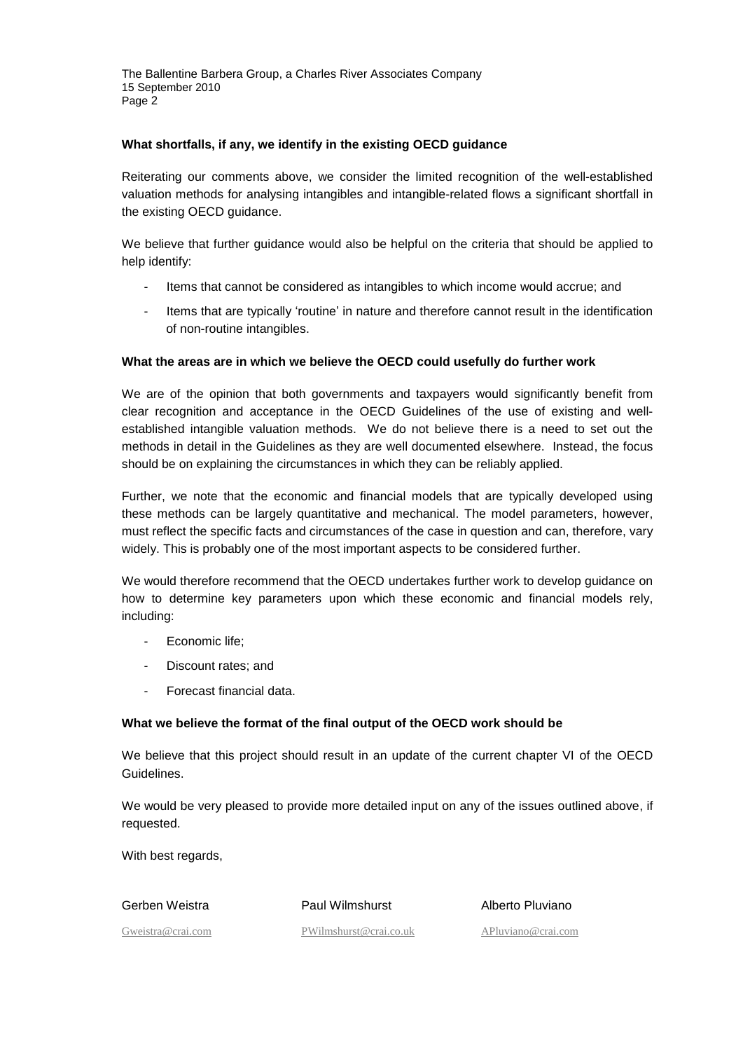**What shortfalls, if any, we identify in the existing OECD guidance**

Reiterating our comments above, we consider the limited recognition of the well-established valuation methods for analysing intangibles and intangible-related flows a significant shortfall in the existing OECD guidance.

We believe that further guidance would also be helpful on the criteria that should be applied to help identify:

- Items that cannot be considered as intangibles to which income would accrue; and
- Items that are typically 'routine' in nature and therefore cannot result in the identification of non-routine intangibles.

**What the areas are in which we believe the OECD could usefully do further work**

We are of the opinion that both governments and taxpayers would significantly benefit from clear recognition and acceptance in the OECD Guidelines of the use of existing and well-established intangible valuation methods. We do not believe there is a need to set out the methods in detail in the Guidelines as they are well documented elsewhere. Instead, the focus should be on explaining the circumstances in which they can be reliably applied.

Further, we note that the economic and financial models that are typically developed using these methods can be largely quantitative and mechanical. The model parameters, however, must reflect the specific facts and circumstances of the case in question and can, therefore, vary widely. This is probably one of the most important aspects to be considered further.

We would therefore recommend that the OECD undertakes further work to develop guidance on how to determine key parameters upon which these economic and financial models rely, including:

- Economic life;
- Discount rates; and
- Forecast financial data.

**What we believe the format of the final output of the OECD work should be**

We believe that this project should result in an update of the current chapter VI of the OECD Guidelines.

We would be very pleased to provide more detailed input on any of the issues outlined above, if requested.

With best regards,

| | | |
|---|---|---|
| Gerben Weistra | Paul Wilmshurst | Alberto Pluviano |
| Gweistra@crai.com | PWilmshurst@crai.co.uk | APluviano@crai.com |